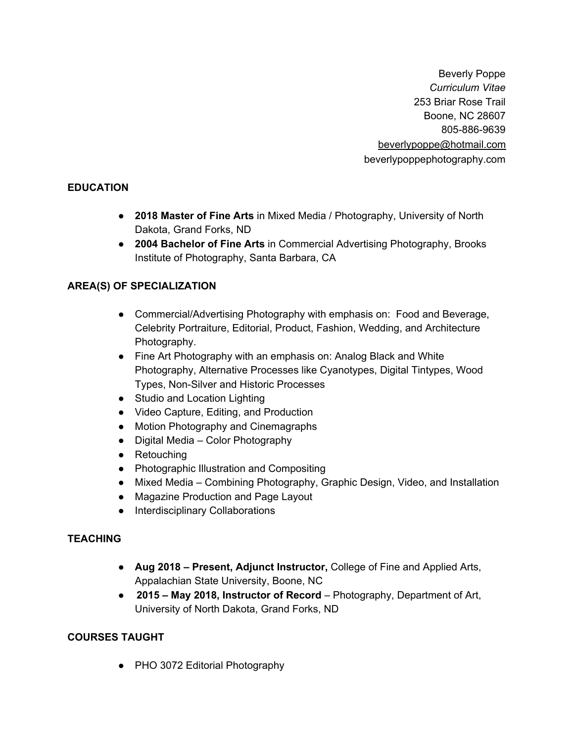Beverly Poppe
*Curriculum Vitae*
253 Briar Rose Trail
Boone, NC 28607
805-886-9639
beverlypoppe@hotmail.com
beverlypoppephotography.com

## EDUCATION

- **2018 Master of Fine Arts** in Mixed Media / Photography, University of North Dakota, Grand Forks, ND
- **2004 Bachelor of Fine Arts** in Commercial Advertising Photography, Brooks Institute of Photography, Santa Barbara, CA

## AREA(S) OF SPECIALIZATION

- Commercial/Advertising Photography with emphasis on: Food and Beverage, Celebrity Portraiture, Editorial, Product, Fashion, Wedding, and Architecture Photography.
- Fine Art Photography with an emphasis on: Analog Black and White Photography, Alternative Processes like Cyanotypes, Digital Tintypes, Wood Types, Non-Silver and Historic Processes
- Studio and Location Lighting
- Video Capture, Editing, and Production
- Motion Photography and Cinemagraphs
- Digital Media – Color Photography
- Retouching
- Photographic Illustration and Compositing
- Mixed Media – Combining Photography, Graphic Design, Video, and Installation
- Magazine Production and Page Layout
- Interdisciplinary Collaborations

## TEACHING

- **Aug 2018 – Present, Adjunct Instructor,** College of Fine and Applied Arts, Appalachian State University, Boone, NC
- **2015 – May 2018, Instructor of Record** – Photography, Department of Art, University of North Dakota, Grand Forks, ND

## COURSES TAUGHT

- PHO 3072 Editorial Photography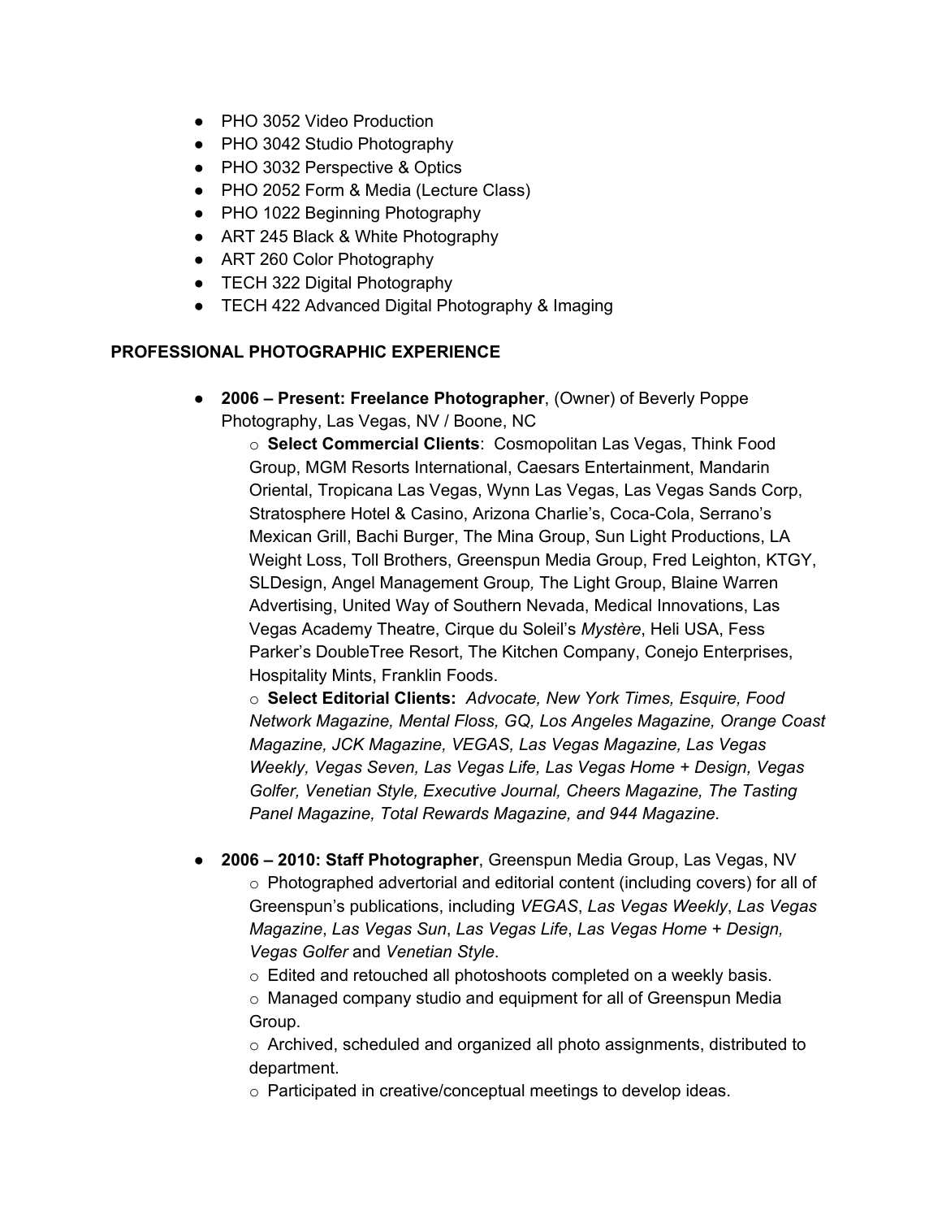- PHO 3052 Video Production
- PHO 3042 Studio Photography
- PHO 3032 Perspective & Optics
- PHO 2052 Form & Media (Lecture Class)
- PHO 1022 Beginning Photography
- ART 245 Black & White Photography
- ART 260 Color Photography
- TECH 322 Digital Photography
- TECH 422 Advanced Digital Photography & Imaging

**PROFESSIONAL PHOTOGRAPHIC EXPERIENCE**

- **2006 – Present: Freelance Photographer**, (Owner) of Beverly Poppe Photography, Las Vegas, NV / Boone, NC
    - **Select Commercial Clients**: Cosmopolitan Las Vegas, Think Food Group, MGM Resorts International, Caesars Entertainment, Mandarin Oriental, Tropicana Las Vegas, Wynn Las Vegas, Las Vegas Sands Corp, Stratosphere Hotel & Casino, Arizona Charlie's, Coca-Cola, Serrano's Mexican Grill, Bachi Burger, The Mina Group, Sun Light Productions, LA Weight Loss, Toll Brothers, Greenspun Media Group, Fred Leighton, KTGY, SLDesign, Angel Management Group, The Light Group, Blaine Warren Advertising, United Way of Southern Nevada, Medical Innovations, Las Vegas Academy Theatre, Cirque du Soleil's *Mystère*, Heli USA, Fess Parker's DoubleTree Resort, The Kitchen Company, Conejo Enterprises, Hospitality Mints, Franklin Foods.
    - **Select Editorial Clients:** *Advocate, New York Times, Esquire, Food Network Magazine, Mental Floss, GQ, Los Angeles Magazine, Orange Coast Magazine, JCK Magazine, VEGAS, Las Vegas Magazine, Las Vegas Weekly, Vegas Seven, Las Vegas Life, Las Vegas Home + Design, Vegas Golfer, Venetian Style, Executive Journal, Cheers Magazine, The Tasting Panel Magazine, Total Rewards Magazine, and 944 Magazine.*

- **2006 – 2010: Staff Photographer**, Greenspun Media Group, Las Vegas, NV
    - Photographed advertorial and editorial content (including covers) for all of Greenspun's publications, including *VEGAS*, *Las Vegas Weekly*, *Las Vegas Magazine*, *Las Vegas Sun*, *Las Vegas Life*, *Las Vegas Home + Design, Vegas Golfer* and *Venetian Style*.
    - Edited and retouched all photoshoots completed on a weekly basis.
    - Managed company studio and equipment for all of Greenspun Media Group.
    - Archived, scheduled and organized all photo assignments, distributed to department.
    - Participated in creative/conceptual meetings to develop ideas.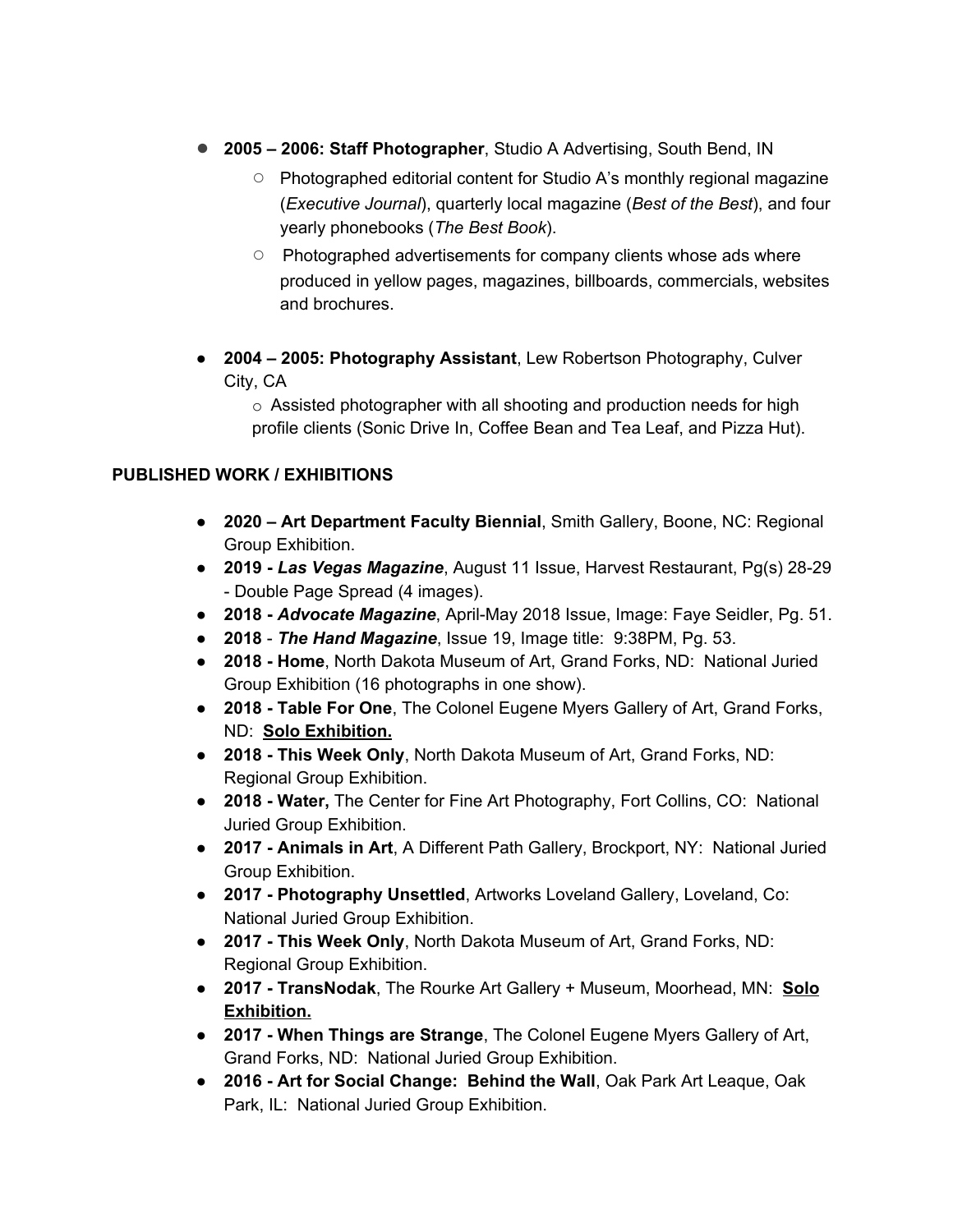- **2005 – 2006: Staff Photographer**, Studio A Advertising, South Bend, IN
  - Photographed editorial content for Studio A's monthly regional magazine (*Executive Journal*), quarterly local magazine (*Best of the Best*), and four yearly phonebooks (*The Best Book*).
  - Photographed advertisements for company clients whose ads where produced in yellow pages, magazines, billboards, commercials, websites and brochures.

- **2004 – 2005: Photography Assistant**, Lew Robertson Photography, Culver City, CA
  - Assisted photographer with all shooting and production needs for high profile clients (Sonic Drive In, Coffee Bean and Tea Leaf, and Pizza Hut).

**PUBLISHED WORK / EXHIBITIONS**

- **2020 – Art Department Faculty Biennial**, Smith Gallery, Boone, NC: Regional Group Exhibition.
- **2019 - *Las Vegas Magazine***, August 11 Issue, Harvest Restaurant, Pg(s) 28-29 - Double Page Spread (4 images).
- **2018 - *Advocate Magazine***, April-May 2018 Issue, Image: Faye Seidler, Pg. 51.
- **2018** - ***The Hand Magazine***, Issue 19, Image title: 9:38PM, Pg. 53.
- **2018 - Home**, North Dakota Museum of Art, Grand Forks, ND: National Juried Group Exhibition (16 photographs in one show).
- **2018 - Table For One**, The Colonel Eugene Myers Gallery of Art, Grand Forks, ND: **Solo Exhibition.**
- **2018 - This Week Only**, North Dakota Museum of Art, Grand Forks, ND: Regional Group Exhibition.
- **2018 - Water,** The Center for Fine Art Photography, Fort Collins, CO: National Juried Group Exhibition.
- **2017 - Animals in Art**, A Different Path Gallery, Brockport, NY: National Juried Group Exhibition.
- **2017 - Photography Unsettled**, Artworks Loveland Gallery, Loveland, Co: National Juried Group Exhibition.
- **2017 - This Week Only**, North Dakota Museum of Art, Grand Forks, ND: Regional Group Exhibition.
- **2017 - TransNodak**, The Rourke Art Gallery + Museum, Moorhead, MN: **Solo Exhibition.**
- **2017 - When Things are Strange**, The Colonel Eugene Myers Gallery of Art, Grand Forks, ND: National Juried Group Exhibition.
- **2016 - Art for Social Change: Behind the Wall**, Oak Park Art Leaque, Oak Park, IL: National Juried Group Exhibition.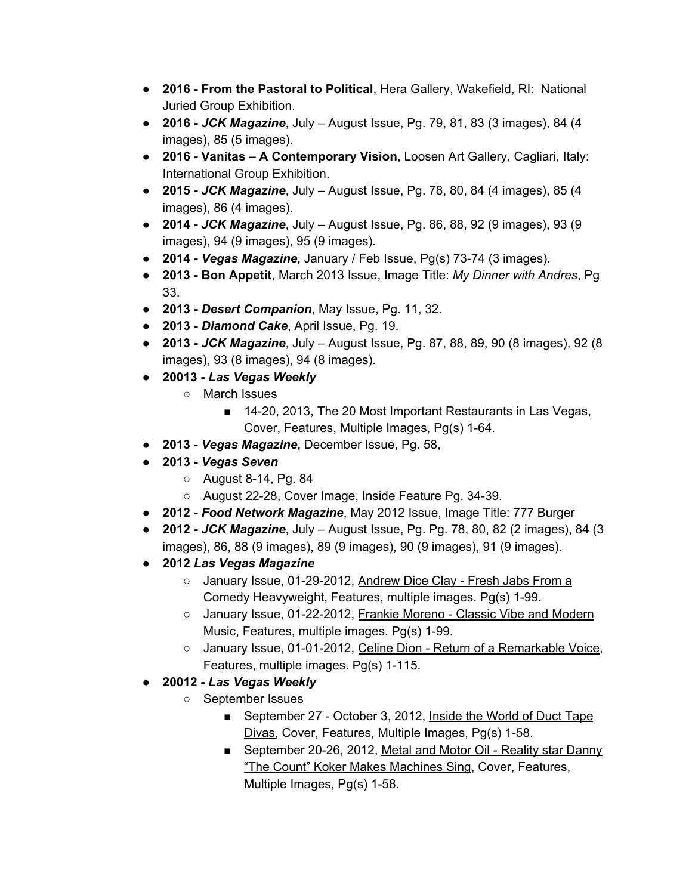- **2016 - From the Pastoral to Political**, Hera Gallery, Wakefield, RI: National Juried Group Exhibition.
- **2016 - *JCK Magazine***, July – August Issue, Pg. 79, 81, 83 (3 images), 84 (4 images), 85 (5 images).
- **2016 - Vanitas – A Contemporary Vision**, Loosen Art Gallery, Cagliari, Italy: International Group Exhibition.
- **2015 - *JCK Magazine***, July – August Issue, Pg. 78, 80, 84 (4 images), 85 (4 images), 86 (4 images).
- **2014 - *JCK Magazine***, July – August Issue, Pg. 86, 88, 92 (9 images), 93 (9 images), 94 (9 images), 95 (9 images).
- **2014 - *Vegas Magazine,*** January / Feb Issue, Pg(s) 73-74 (3 images).
- **2013 - Bon Appetit**, March 2013 Issue, Image Title: *My Dinner with Andres*, Pg 33.
- **2013 - *Desert Companion***, May Issue, Pg. 11, 32.
- **2013 - *Diamond Cake***, April Issue, Pg. 19.
- **2013 - *JCK Magazine***, July – August Issue, Pg. 87, 88, 89, 90 (8 images), 92 (8 images), 93 (8 images), 94 (8 images).
- **20013 - *Las Vegas Weekly***
  - March Issues
    - 14-20, 2013, The 20 Most Important Restaurants in Las Vegas, Cover, Features, Multiple Images, Pg(s) 1-64.
- **2013 - *Vegas Magazine*,** December Issue, Pg. 58,
- **2013 - *Vegas Seven***
  - August 8-14, Pg. 84
  - August 22-28, Cover Image, Inside Feature Pg. 34-39.
- **2012 - *Food Network Magazine***, May 2012 Issue, Image Title: 777 Burger
- **2012 - *JCK Magazine***, July – August Issue, Pg. Pg. 78, 80, 82 (2 images), 84 (3 images), 86, 88 (9 images), 89 (9 images), 90 (9 images), 91 (9 images).
- **2012 *Las Vegas Magazine***
  - January Issue, 01-29-2012, Andrew Dice Clay - Fresh Jabs From a Comedy Heavyweight, Features, multiple images. Pg(s) 1-99.
  - January Issue, 01-22-2012, Frankie Moreno - Classic Vibe and Modern Music, Features, multiple images. Pg(s) 1-99.
  - January Issue, 01-01-2012, Celine Dion - Return of a Remarkable Voice, Features, multiple images. Pg(s) 1-115.
- **20012 - *Las Vegas Weekly***
  - September Issues
    - September 27 - October 3, 2012, Inside the World of Duct Tape Divas, Cover, Features, Multiple Images, Pg(s) 1-58.
    - September 20-26, 2012, Metal and Motor Oil - Reality star Danny "The Count" Koker Makes Machines Sing, Cover, Features, Multiple Images, Pg(s) 1-58.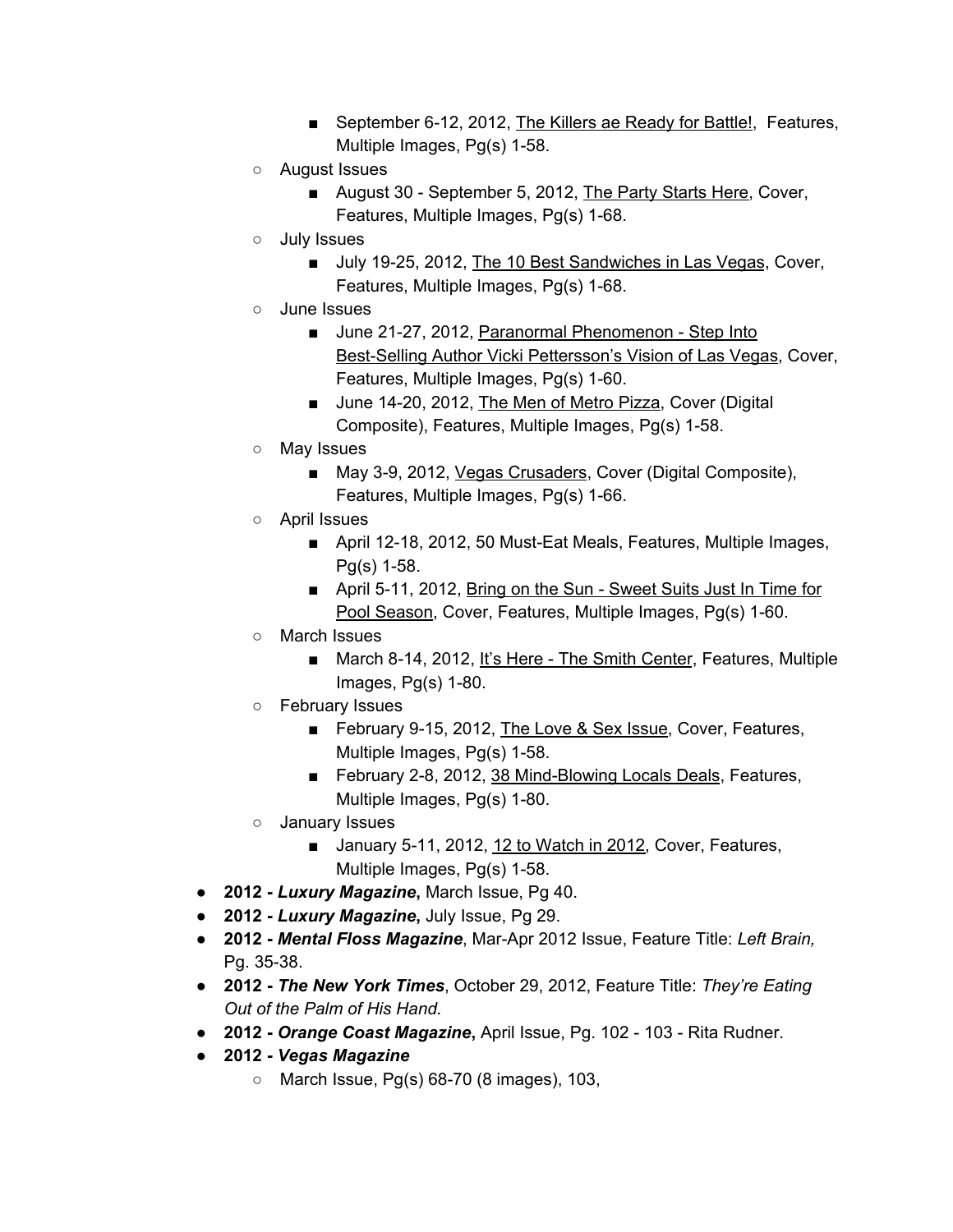- September 6-12, 2012, The Killers ae Ready for Battle!, Features, Multiple Images, Pg(s) 1-58.
    - August Issues
        - August 30 - September 5, 2012, The Party Starts Here, Cover, Features, Multiple Images, Pg(s) 1-68.
    - July Issues
        - July 19-25, 2012, The 10 Best Sandwiches in Las Vegas, Cover, Features, Multiple Images, Pg(s) 1-68.
    - June Issues
        - June 21-27, 2012, Paranormal Phenomenon - Step Into Best-Selling Author Vicki Pettersson's Vision of Las Vegas, Cover, Features, Multiple Images, Pg(s) 1-60.
        - June 14-20, 2012, The Men of Metro Pizza, Cover (Digital Composite), Features, Multiple Images, Pg(s) 1-58.
    - May Issues
        - May 3-9, 2012, Vegas Crusaders, Cover (Digital Composite), Features, Multiple Images, Pg(s) 1-66.
    - April Issues
        - April 12-18, 2012, 50 Must-Eat Meals, Features, Multiple Images, Pg(s) 1-58.
        - April 5-11, 2012, Bring on the Sun - Sweet Suits Just In Time for Pool Season, Cover, Features, Multiple Images, Pg(s) 1-60.
    - March Issues
        - March 8-14, 2012, It's Here - The Smith Center, Features, Multiple Images, Pg(s) 1-80.
    - February Issues
        - February 9-15, 2012, The Love & Sex Issue, Cover, Features, Multiple Images, Pg(s) 1-58.
        - February 2-8, 2012, 38 Mind-Blowing Locals Deals, Features, Multiple Images, Pg(s) 1-80.
    - January Issues
        - January 5-11, 2012, 12 to Watch in 2012, Cover, Features, Multiple Images, Pg(s) 1-58.
- **2012 - *Luxury Magazine*,** March Issue, Pg 40.
- **2012 - *Luxury Magazine*,** July Issue, Pg 29.
- **2012 - *Mental Floss Magazine***, Mar-Apr 2012 Issue, Feature Title: *Left Brain,* Pg. 35-38.
- **2012 - *The New York Times***, October 29, 2012, Feature Title: *They're Eating Out of the Palm of His Hand.*
- **2012 - *Orange Coast Magazine*,** April Issue, Pg. 102 - 103 - Rita Rudner.
- **2012 - *Vegas Magazine***
    - March Issue, Pg(s) 68-70 (8 images), 103,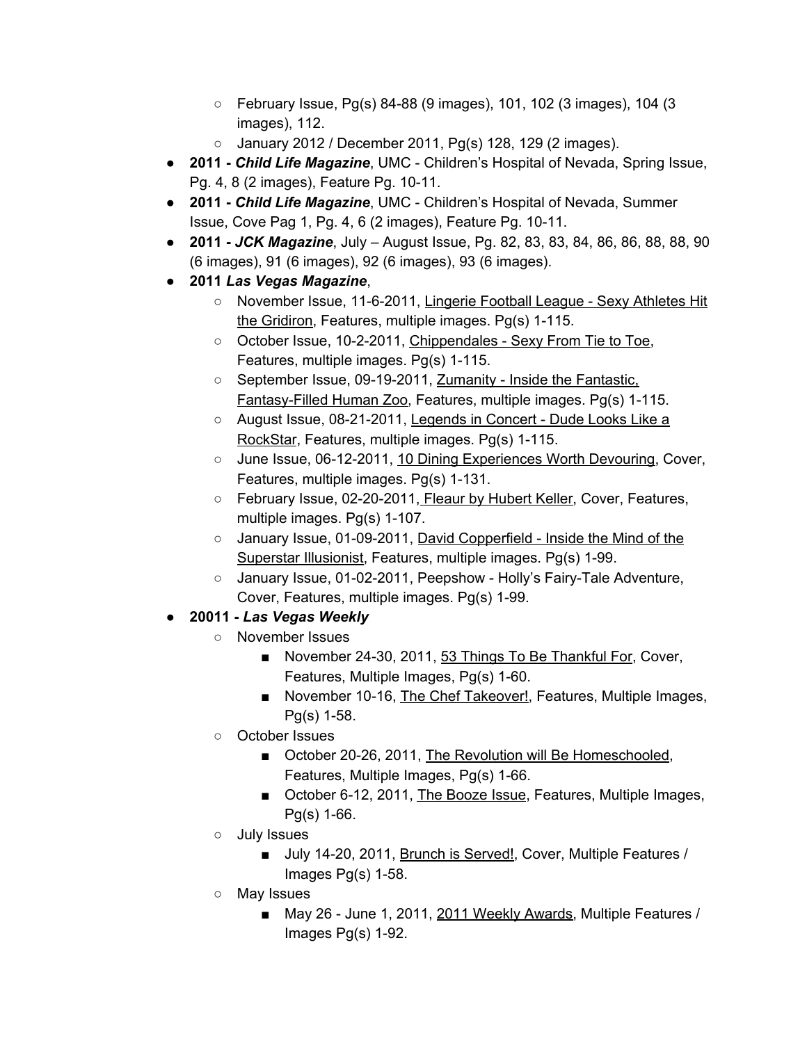- February Issue, Pg(s) 84-88 (9 images), 101, 102 (3 images), 104 (3 images), 112.
    - January 2012 / December 2011, Pg(s) 128, 129 (2 images).
- **2011 - *Child Life Magazine***, UMC - Children's Hospital of Nevada, Spring Issue, Pg. 4, 8 (2 images), Feature Pg. 10-11.
- **2011 - *Child Life Magazine***, UMC - Children's Hospital of Nevada, Summer Issue, Cove Pag 1, Pg. 4, 6 (2 images), Feature Pg. 10-11.
- **2011 - *JCK Magazine***, July – August Issue, Pg. 82, 83, 83, 84, 86, 86, 88, 88, 90 (6 images), 91 (6 images), 92 (6 images), 93 (6 images).
- **2011 *Las Vegas Magazine***,
    - November Issue, 11-6-2011, Lingerie Football League - Sexy Athletes Hit the Gridiron, Features, multiple images. Pg(s) 1-115.
    - October Issue, 10-2-2011, Chippendales - Sexy From Tie to Toe, Features, multiple images. Pg(s) 1-115.
    - September Issue, 09-19-2011, Zumanity - Inside the Fantastic, Fantasy-Filled Human Zoo, Features, multiple images. Pg(s) 1-115.
    - August Issue, 08-21-2011, Legends in Concert - Dude Looks Like a RockStar, Features, multiple images. Pg(s) 1-115.
    - June Issue, 06-12-2011, 10 Dining Experiences Worth Devouring, Cover, Features, multiple images. Pg(s) 1-131.
    - February Issue, 02-20-2011, Fleaur by Hubert Keller, Cover, Features, multiple images. Pg(s) 1-107.
    - January Issue, 01-09-2011, David Copperfield - Inside the Mind of the Superstar Illusionist, Features, multiple images. Pg(s) 1-99.
    - January Issue, 01-02-2011, Peepshow - Holly's Fairy-Tale Adventure, Cover, Features, multiple images. Pg(s) 1-99.
- **20011 - *Las Vegas Weekly***
    - November Issues
        - November 24-30, 2011, 53 Things To Be Thankful For, Cover, Features, Multiple Images, Pg(s) 1-60.
        - November 10-16, The Chef Takeover!, Features, Multiple Images, Pg(s) 1-58.
    - October Issues
        - October 20-26, 2011, The Revolution will Be Homeschooled, Features, Multiple Images, Pg(s) 1-66.
        - October 6-12, 2011, The Booze Issue, Features, Multiple Images, Pg(s) 1-66.
    - July Issues
        - July 14-20, 2011, Brunch is Served!, Cover, Multiple Features / Images Pg(s) 1-58.
    - May Issues
        - May 26 - June 1, 2011, 2011 Weekly Awards, Multiple Features / Images Pg(s) 1-92.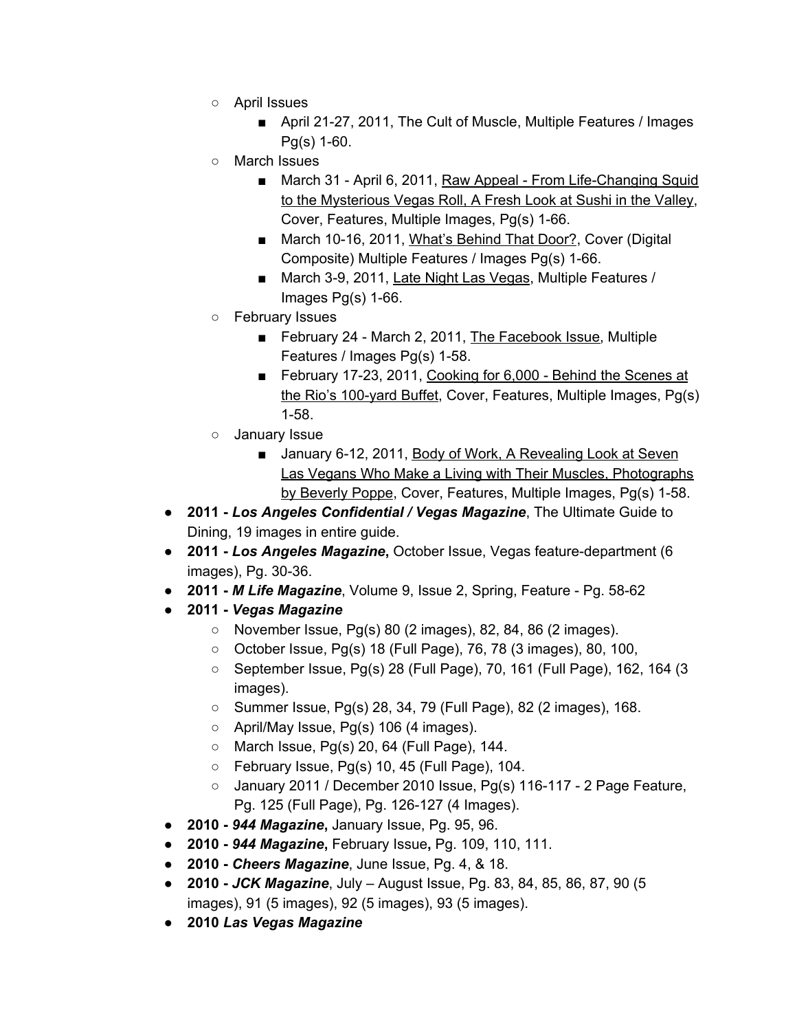- April Issues
    - April 21-27, 2011, The Cult of Muscle, Multiple Features / Images Pg(s) 1-60.
- March Issues
    - March 31 - April 6, 2011, Raw Appeal - From Life-Changing Squid to the Mysterious Vegas Roll, A Fresh Look at Sushi in the Valley, Cover, Features, Multiple Images, Pg(s) 1-66.
    - March 10-16, 2011, What's Behind That Door?, Cover (Digital Composite) Multiple Features / Images Pg(s) 1-66.
    - March 3-9, 2011, Late Night Las Vegas, Multiple Features / Images Pg(s) 1-66.
- February Issues
    - February 24 - March 2, 2011, The Facebook Issue, Multiple Features / Images Pg(s) 1-58.
    - February 17-23, 2011, Cooking for 6,000 - Behind the Scenes at the Rio's 100-yard Buffet, Cover, Features, Multiple Images, Pg(s) 1-58.
- January Issue
    - January 6-12, 2011, Body of Work, A Revealing Look at Seven Las Vegans Who Make a Living with Their Muscles, Photographs by Beverly Poppe, Cover, Features, Multiple Images, Pg(s) 1-58.

- **2011 - *Los Angeles Confidential / Vegas Magazine***, The Ultimate Guide to Dining, 19 images in entire guide.
- **2011 - *Los Angeles Magazine*,** October Issue, Vegas feature-department (6 images), Pg. 30-36.
- **2011 - *M Life Magazine***, Volume 9, Issue 2, Spring, Feature - Pg. 58-62
- **2011 - *Vegas Magazine***
    - November Issue, Pg(s) 80 (2 images), 82, 84, 86 (2 images).
    - October Issue, Pg(s) 18 (Full Page), 76, 78 (3 images), 80, 100,
    - September Issue, Pg(s) 28 (Full Page), 70, 161 (Full Page), 162, 164 (3 images).
    - Summer Issue, Pg(s) 28, 34, 79 (Full Page), 82 (2 images), 168.
    - April/May Issue, Pg(s) 106 (4 images).
    - March Issue, Pg(s) 20, 64 (Full Page), 144.
    - February Issue, Pg(s) 10, 45 (Full Page), 104.
    - January 2011 / December 2010 Issue, Pg(s) 116-117 - 2 Page Feature, Pg. 125 (Full Page), Pg. 126-127 (4 Images).
- **2010 - *944 Magazine*,** January Issue, Pg. 95, 96.
- **2010 - *944 Magazine*,** February Issue**,** Pg. 109, 110, 111.
- **2010 - *Cheers Magazine***, June Issue, Pg. 4, & 18.
- **2010 - *JCK Magazine***, July – August Issue, Pg. 83, 84, 85, 86, 87, 90 (5 images), 91 (5 images), 92 (5 images), 93 (5 images).
- **2010 *Las Vegas Magazine***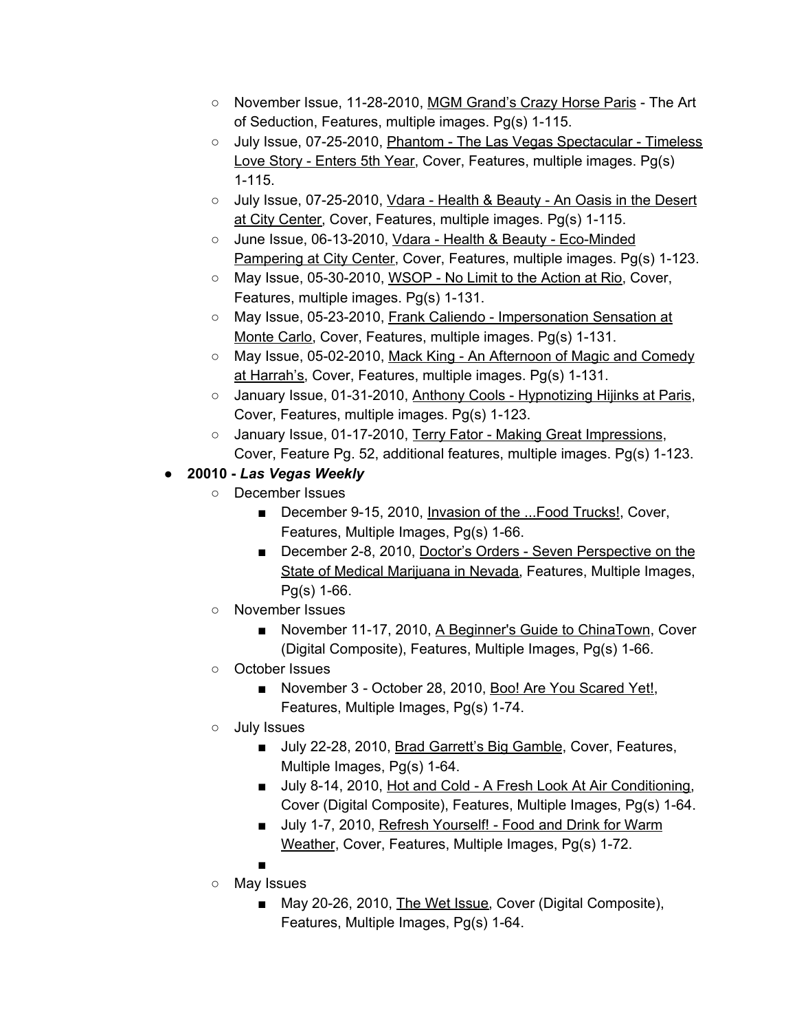- November Issue, 11-28-2010, MGM Grand's Crazy Horse Paris - The Art of Seduction, Features, multiple images. Pg(s) 1-115.
   - July Issue, 07-25-2010, Phantom - The Las Vegas Spectacular - Timeless Love Story - Enters 5th Year, Cover, Features, multiple images. Pg(s) 1-115.
   - July Issue, 07-25-2010, Vdara - Health & Beauty - An Oasis in the Desert at City Center, Cover, Features, multiple images. Pg(s) 1-115.
   - June Issue, 06-13-2010, Vdara - Health & Beauty - Eco-Minded Pampering at City Center, Cover, Features, multiple images. Pg(s) 1-123.
   - May Issue, 05-30-2010, WSOP - No Limit to the Action at Rio, Cover, Features, multiple images. Pg(s) 1-131.
   - May Issue, 05-23-2010, Frank Caliendo - Impersonation Sensation at Monte Carlo, Cover, Features, multiple images. Pg(s) 1-131.
   - May Issue, 05-02-2010, Mack King - An Afternoon of Magic and Comedy at Harrah's, Cover, Features, multiple images. Pg(s) 1-131.
   - January Issue, 01-31-2010, Anthony Cools - Hypnotizing Hijinks at Paris, Cover, Features, multiple images. Pg(s) 1-123.
   - January Issue, 01-17-2010, Terry Fator - Making Great Impressions, Cover, Feature Pg. 52, additional features, multiple images. Pg(s) 1-123.
- **20010 - *Las Vegas Weekly***
   - December Issues
      - December 9-15, 2010, Invasion of the ...Food Trucks!, Cover, Features, Multiple Images, Pg(s) 1-66.
      - December 2-8, 2010, Doctor's Orders - Seven Perspective on the State of Medical Marijuana in Nevada, Features, Multiple Images, Pg(s) 1-66.
   - November Issues
      - November 11-17, 2010, A Beginner's Guide to ChinaTown, Cover (Digital Composite), Features, Multiple Images, Pg(s) 1-66.
   - October Issues
      - November 3 - October 28, 2010, Boo! Are You Scared Yet!, Features, Multiple Images, Pg(s) 1-74.
   - July Issues
      - July 22-28, 2010, Brad Garrett's Big Gamble, Cover, Features, Multiple Images, Pg(s) 1-64.
      - July 8-14, 2010, Hot and Cold - A Fresh Look At Air Conditioning, Cover (Digital Composite), Features, Multiple Images, Pg(s) 1-64.
      - July 1-7, 2010, Refresh Yourself! - Food and Drink for Warm Weather, Cover, Features, Multiple Images, Pg(s) 1-72.
      - 
   - May Issues
      - May 20-26, 2010, The Wet Issue, Cover (Digital Composite), Features, Multiple Images, Pg(s) 1-64.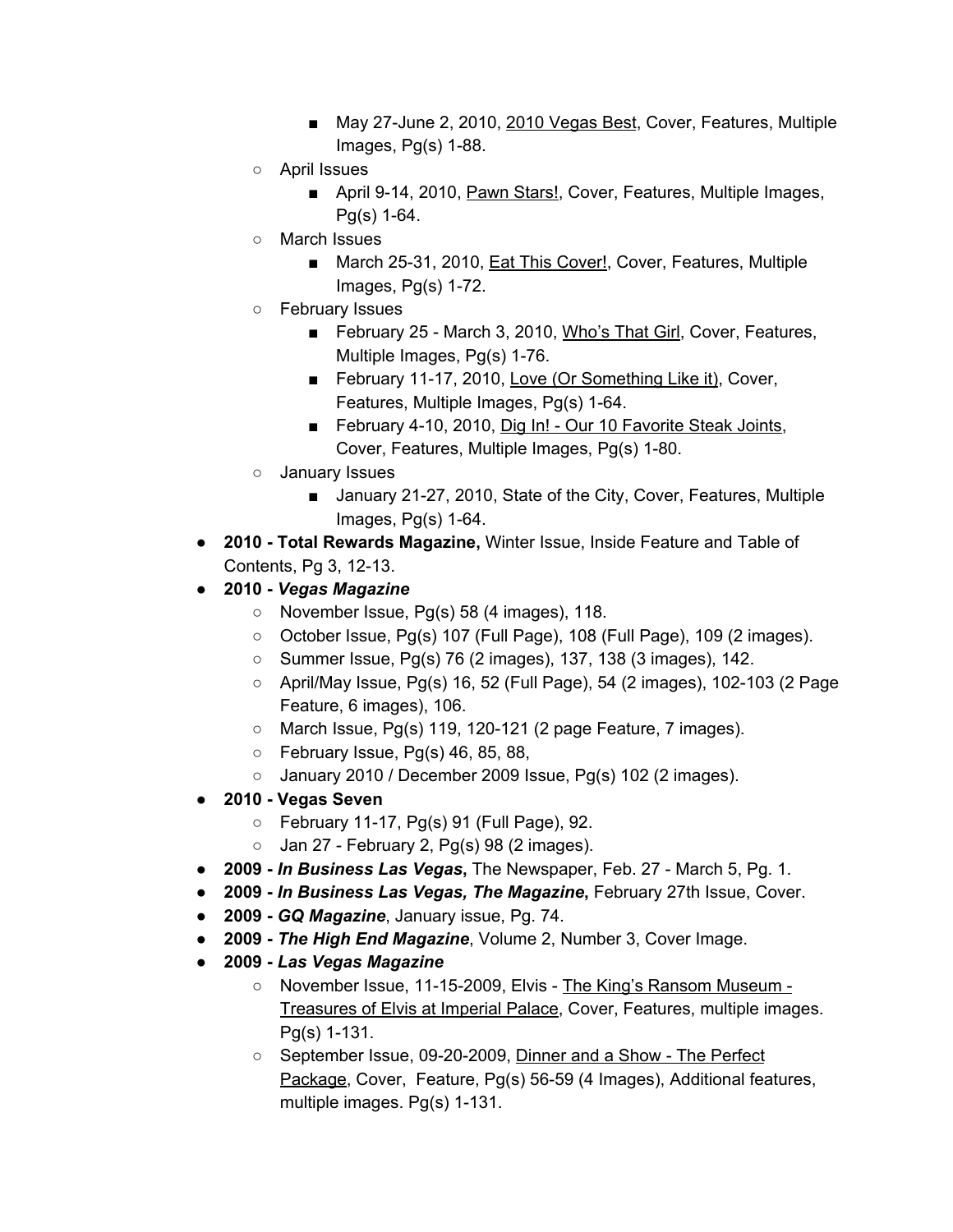- May 27-June 2, 2010, <u>2010 Vegas Best</u>, Cover, Features, Multiple Images, Pg(s) 1-88.
    - April Issues
        - April 9-14, 2010, <u>Pawn Stars!</u>, Cover, Features, Multiple Images, Pg(s) 1-64.
    - March Issues
        - March 25-31, 2010, <u>Eat This Cover!</u>, Cover, Features, Multiple Images, Pg(s) 1-72.
    - February Issues
        - February 25 - March 3, 2010, <u>Who's That Girl</u>, Cover, Features, Multiple Images, Pg(s) 1-76.
        - February 11-17, 2010, <u>Love (Or Something Like it)</u>, Cover, Features, Multiple Images, Pg(s) 1-64.
        - February 4-10, 2010, <u>Dig In! - Our 10 Favorite Steak Joints</u>, Cover, Features, Multiple Images, Pg(s) 1-80.
    - January Issues
        - January 21-27, 2010, State of the City, Cover, Features, Multiple Images, Pg(s) 1-64.
- **2010 - Total Rewards Magazine,** Winter Issue, Inside Feature and Table of Contents, Pg 3, 12-13.
- **2010 - *Vegas Magazine***
    - November Issue, Pg(s) 58 (4 images), 118.
    - October Issue, Pg(s) 107 (Full Page), 108 (Full Page), 109 (2 images).
    - Summer Issue, Pg(s) 76 (2 images), 137, 138 (3 images), 142.
    - April/May Issue, Pg(s) 16, 52 (Full Page), 54 (2 images), 102-103 (2 Page Feature, 6 images), 106.
    - March Issue, Pg(s) 119, 120-121 (2 page Feature, 7 images).
    - February Issue, Pg(s) 46, 85, 88,
    - January 2010 / December 2009 Issue, Pg(s) 102 (2 images).
- **2010 - Vegas Seven**
    - February 11-17, Pg(s) 91 (Full Page), 92.
    - Jan 27 - February 2, Pg(s) 98 (2 images).
- **2009 - *In Business Las Vegas*,** The Newspaper, Feb. 27 - March 5, Pg. 1.
- **2009 - *In Business Las Vegas, The Magazine,*** February 27th Issue, Cover.
- **2009 - *GQ Magazine***, January issue, Pg. 74.
- **2009 - *The High End Magazine***, Volume 2, Number 3, Cover Image.
- **2009 - *Las Vegas Magazine***
    - November Issue, 11-15-2009, Elvis - <u>The King's Ransom Museum - Treasures of Elvis at Imperial Palace</u>, Cover, Features, multiple images. Pg(s) 1-131.
    - September Issue, 09-20-2009, <u>Dinner and a Show - The Perfect Package</u>, Cover, Feature, Pg(s) 56-59 (4 Images), Additional features, multiple images. Pg(s) 1-131.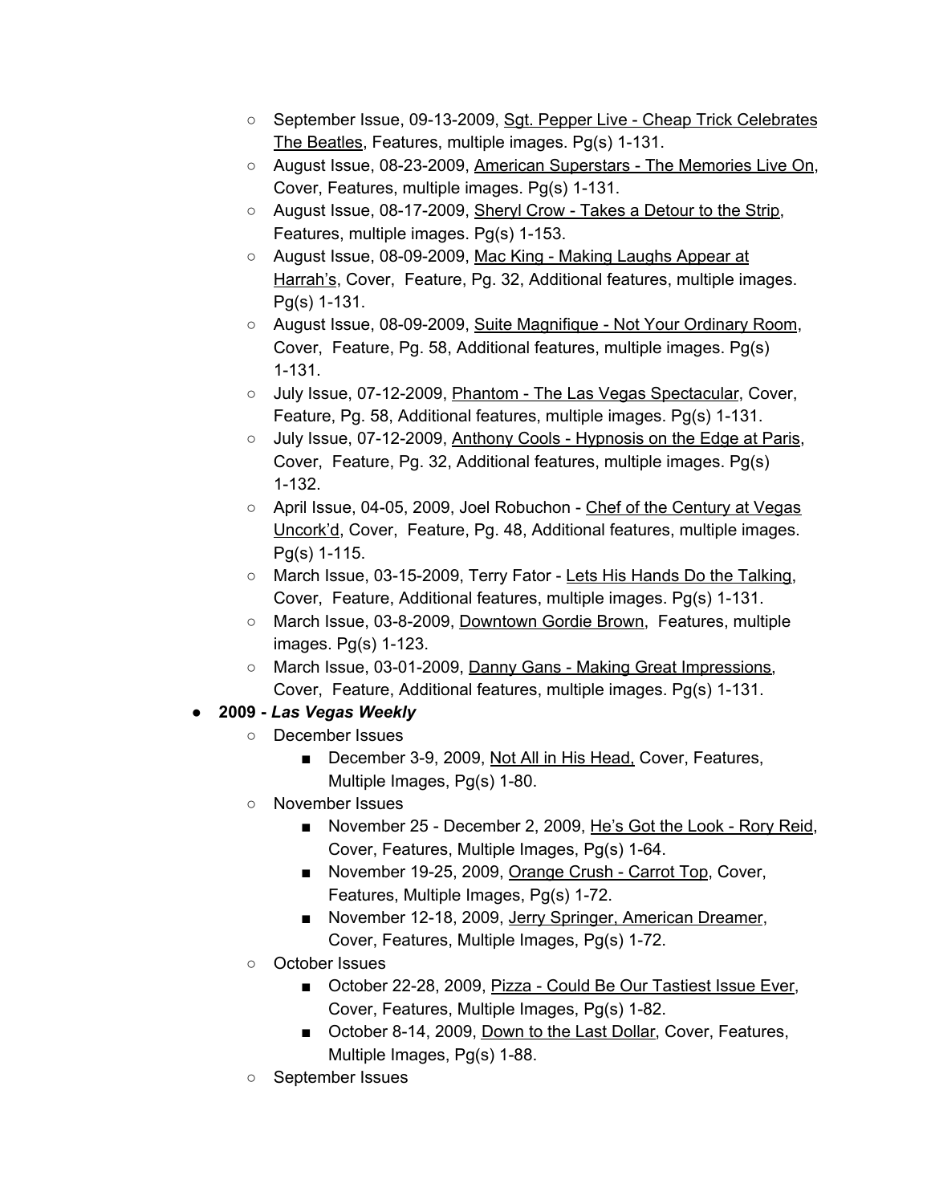- September Issue, 09-13-2009, Sgt. Pepper Live - Cheap Trick Celebrates The Beatles, Features, multiple images. Pg(s) 1-131.
  - August Issue, 08-23-2009, American Superstars - The Memories Live On, Cover, Features, multiple images. Pg(s) 1-131.
  - August Issue, 08-17-2009, Sheryl Crow - Takes a Detour to the Strip, Features, multiple images. Pg(s) 1-153.
  - August Issue, 08-09-2009, Mac King - Making Laughs Appear at Harrah's, Cover, Feature, Pg. 32, Additional features, multiple images. Pg(s) 1-131.
  - August Issue, 08-09-2009, Suite Magnifique - Not Your Ordinary Room, Cover, Feature, Pg. 58, Additional features, multiple images. Pg(s) 1-131.
  - July Issue, 07-12-2009, Phantom - The Las Vegas Spectacular, Cover, Feature, Pg. 58, Additional features, multiple images. Pg(s) 1-131.
  - July Issue, 07-12-2009, Anthony Cools - Hypnosis on the Edge at Paris, Cover, Feature, Pg. 32, Additional features, multiple images. Pg(s) 1-132.
  - April Issue, 04-05, 2009, Joel Robuchon - Chef of the Century at Vegas Uncork'd, Cover, Feature, Pg. 48, Additional features, multiple images. Pg(s) 1-115.
  - March Issue, 03-15-2009, Terry Fator - Lets His Hands Do the Talking, Cover, Feature, Additional features, multiple images. Pg(s) 1-131.
  - March Issue, 03-8-2009, Downtown Gordie Brown, Features, multiple images. Pg(s) 1-123.
  - March Issue, 03-01-2009, Danny Gans - Making Great Impressions, Cover, Feature, Additional features, multiple images. Pg(s) 1-131.
- **2009 - *Las Vegas Weekly***
  - December Issues
    - December 3-9, 2009, Not All in His Head, Cover, Features, Multiple Images, Pg(s) 1-80.
  - November Issues
    - November 25 - December 2, 2009, He's Got the Look - Rory Reid, Cover, Features, Multiple Images, Pg(s) 1-64.
    - November 19-25, 2009, Orange Crush - Carrot Top, Cover, Features, Multiple Images, Pg(s) 1-72.
    - November 12-18, 2009, Jerry Springer, American Dreamer, Cover, Features, Multiple Images, Pg(s) 1-72.
  - October Issues
    - October 22-28, 2009, Pizza - Could Be Our Tastiest Issue Ever, Cover, Features, Multiple Images, Pg(s) 1-82.
    - October 8-14, 2009, Down to the Last Dollar, Cover, Features, Multiple Images, Pg(s) 1-88.
  - September Issues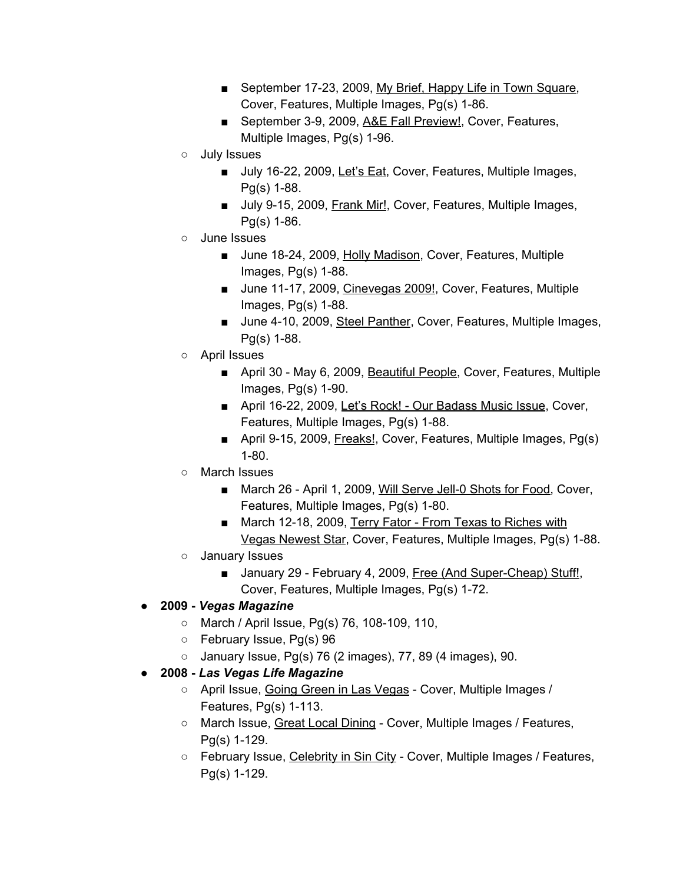- September 17-23, 2009, <u>My Brief, Happy Life in Town Square</u>, Cover, Features, Multiple Images, Pg(s) 1-86.
        - September 3-9, 2009, <u>A&E Fall Preview!</u>, Cover, Features, Multiple Images, Pg(s) 1-96.
    - July Issues
        - July 16-22, 2009, <u>Let's Eat</u>, Cover, Features, Multiple Images, Pg(s) 1-88.
        - July 9-15, 2009, <u>Frank Mir!</u>, Cover, Features, Multiple Images, Pg(s) 1-86.
    - June Issues
        - June 18-24, 2009, <u>Holly Madison</u>, Cover, Features, Multiple Images, Pg(s) 1-88.
        - June 11-17, 2009, <u>Cinevegas 2009!</u>, Cover, Features, Multiple Images, Pg(s) 1-88.
        - June 4-10, 2009, <u>Steel Panther</u>, Cover, Features, Multiple Images, Pg(s) 1-88.
    - April Issues
        - April 30 - May 6, 2009, <u>Beautiful People</u>, Cover, Features, Multiple Images, Pg(s) 1-90.
        - April 16-22, 2009, <u>Let's Rock! - Our Badass Music Issue</u>, Cover, Features, Multiple Images, Pg(s) 1-88.
        - April 9-15, 2009, <u>Freaks!</u>, Cover, Features, Multiple Images, Pg(s) 1-80.
    - March Issues
        - March 26 - April 1, 2009, <u>Will Serve Jell-0 Shots for Food</u>, Cover, Features, Multiple Images, Pg(s) 1-80.
        - March 12-18, 2009, <u>Terry Fator - From Texas to Riches with Vegas Newest Star</u>, Cover, Features, Multiple Images, Pg(s) 1-88.
    - January Issues
        - January 29 - February 4, 2009, <u>Free (And Super-Cheap) Stuff!</u>, Cover, Features, Multiple Images, Pg(s) 1-72.
- **2009 - *Vegas Magazine***
    - March / April Issue, Pg(s) 76, 108-109, 110,
    - February Issue, Pg(s) 96
    - January Issue, Pg(s) 76 (2 images), 77, 89 (4 images), 90.
- **2008 - *Las Vegas Life Magazine***
    - April Issue, <u>Going Green in Las Vegas</u> - Cover, Multiple Images / Features, Pg(s) 1-113.
    - March Issue, <u>Great Local Dining</u> - Cover, Multiple Images / Features, Pg(s) 1-129.
    - February Issue, <u>Celebrity in Sin City</u> - Cover, Multiple Images / Features, Pg(s) 1-129.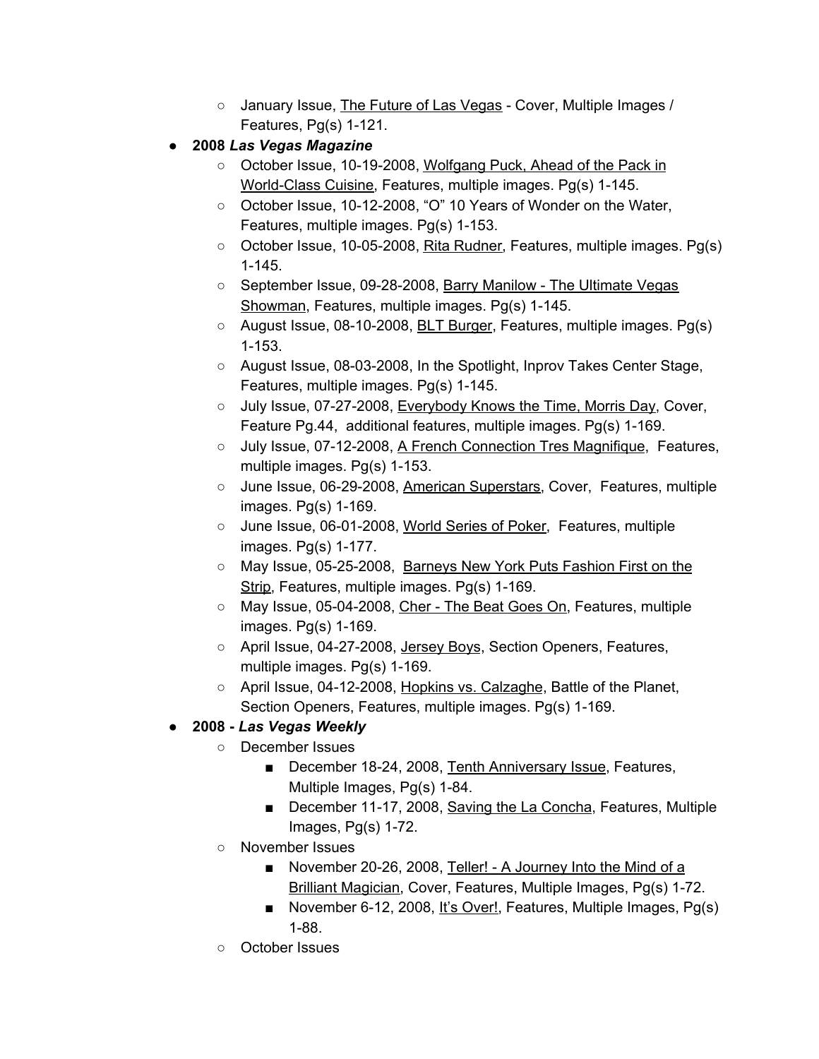- January Issue, The Future of Las Vegas - Cover, Multiple Images / Features, Pg(s) 1-121.
- **2008 *Las Vegas Magazine***
  - October Issue, 10-19-2008, Wolfgang Puck, Ahead of the Pack in World-Class Cuisine, Features, multiple images. Pg(s) 1-145.
  - October Issue, 10-12-2008, "O" 10 Years of Wonder on the Water, Features, multiple images. Pg(s) 1-153.
  - October Issue, 10-05-2008, Rita Rudner, Features, multiple images. Pg(s) 1-145.
  - September Issue, 09-28-2008, Barry Manilow - The Ultimate Vegas Showman, Features, multiple images. Pg(s) 1-145.
  - August Issue, 08-10-2008, BLT Burger, Features, multiple images. Pg(s) 1-153.
  - August Issue, 08-03-2008, In the Spotlight, Inprov Takes Center Stage, Features, multiple images. Pg(s) 1-145.
  - July Issue, 07-27-2008, Everybody Knows the Time, Morris Day, Cover, Feature Pg.44, additional features, multiple images. Pg(s) 1-169.
  - July Issue, 07-12-2008, A French Connection Tres Magnifique, Features, multiple images. Pg(s) 1-153.
  - June Issue, 06-29-2008, American Superstars, Cover, Features, multiple images. Pg(s) 1-169.
  - June Issue, 06-01-2008, World Series of Poker, Features, multiple images. Pg(s) 1-177.
  - May Issue, 05-25-2008, Barneys New York Puts Fashion First on the Strip, Features, multiple images. Pg(s) 1-169.
  - May Issue, 05-04-2008, Cher - The Beat Goes On, Features, multiple images. Pg(s) 1-169.
  - April Issue, 04-27-2008, Jersey Boys, Section Openers, Features, multiple images. Pg(s) 1-169.
  - April Issue, 04-12-2008, Hopkins vs. Calzaghe, Battle of the Planet, Section Openers, Features, multiple images. Pg(s) 1-169.
- **2008 - *Las Vegas Weekly***
  - December Issues
    - December 18-24, 2008, Tenth Anniversary Issue, Features, Multiple Images, Pg(s) 1-84.
    - December 11-17, 2008, Saving the La Concha, Features, Multiple Images, Pg(s) 1-72.
  - November Issues
    - November 20-26, 2008, Teller! - A Journey Into the Mind of a Brilliant Magician, Cover, Features, Multiple Images, Pg(s) 1-72.
    - November 6-12, 2008, It's Over!, Features, Multiple Images, Pg(s) 1-88.
  - October Issues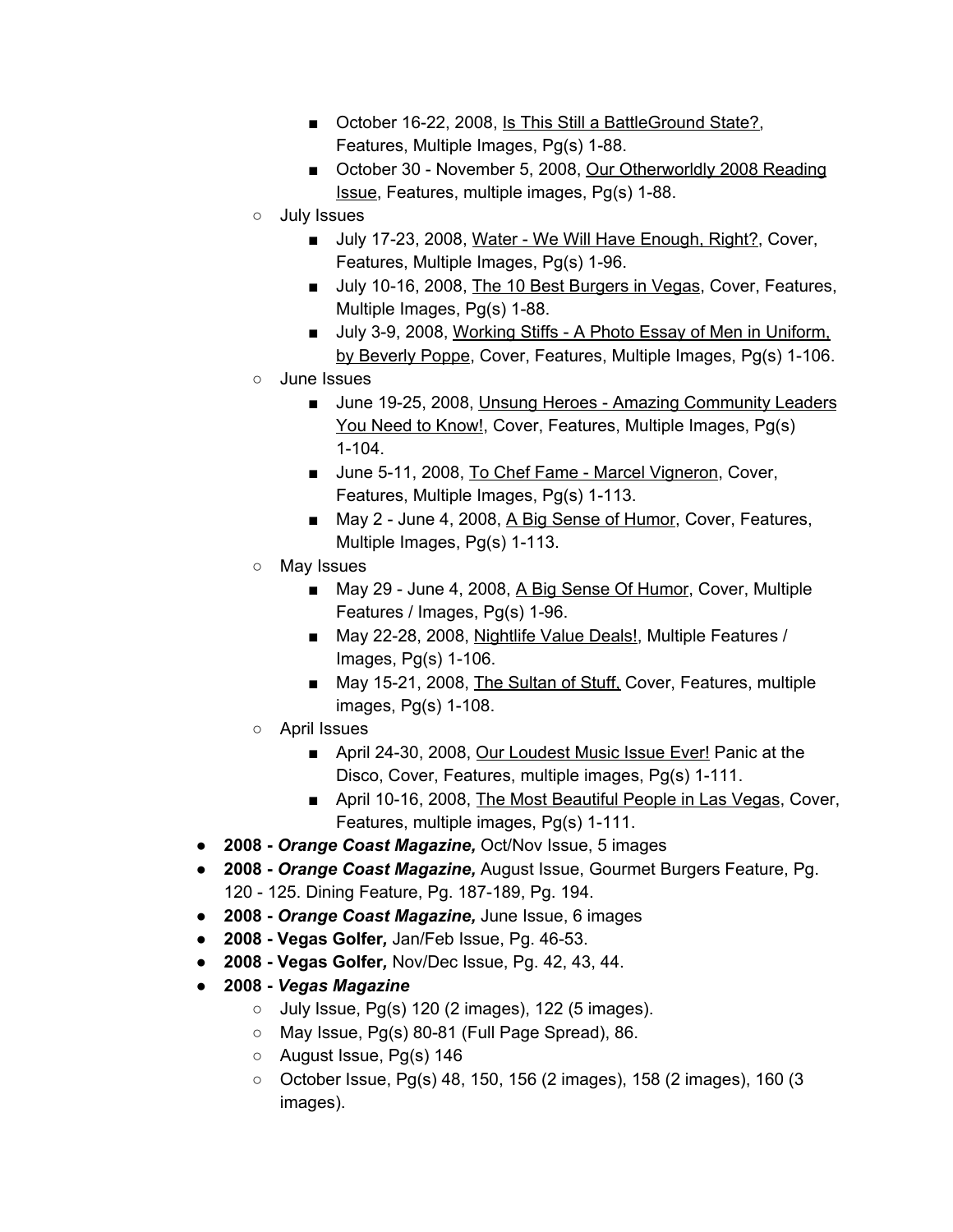- October 16-22, 2008, <u>Is This Still a BattleGround State?</u>, Features, Multiple Images, Pg(s) 1-88.
        - October 30 - November 5, 2008, <u>Our Otherworldly 2008 Reading Issue</u>, Features, multiple images, Pg(s) 1-88.
    - July Issues
        - July 17-23, 2008, <u>Water - We Will Have Enough, Right?</u>, Cover, Features, Multiple Images, Pg(s) 1-96.
        - July 10-16, 2008, <u>The 10 Best Burgers in Vegas</u>, Cover, Features, Multiple Images, Pg(s) 1-88.
        - July 3-9, 2008, <u>Working Stiffs - A Photo Essay of Men in Uniform, by Beverly Poppe</u>, Cover, Features, Multiple Images, Pg(s) 1-106.
    - June Issues
        - June 19-25, 2008, <u>Unsung Heroes - Amazing Community Leaders You Need to Know!</u>, Cover, Features, Multiple Images, Pg(s) 1-104.
        - June 5-11, 2008, <u>To Chef Fame - Marcel Vigneron</u>, Cover, Features, Multiple Images, Pg(s) 1-113.
        - May 2 - June 4, 2008, <u>A Big Sense of Humor</u>, Cover, Features, Multiple Images, Pg(s) 1-113.
    - May Issues
        - May 29 - June 4, 2008, <u>A Big Sense Of Humor</u>, Cover, Multiple Features / Images, Pg(s) 1-96.
        - May 22-28, 2008, <u>Nightlife Value Deals!</u>, Multiple Features / Images, Pg(s) 1-106.
        - May 15-21, 2008, <u>The Sultan of Stuff,</u> Cover, Features, multiple images, Pg(s) 1-108.
    - April Issues
        - April 24-30, 2008, <u>Our Loudest Music Issue Ever!</u> Panic at the Disco, Cover, Features, multiple images, Pg(s) 1-111.
        - April 10-16, 2008, <u>The Most Beautiful People in Las Vegas</u>, Cover, Features, multiple images, Pg(s) 1-111.
- **2008 - *Orange Coast Magazine,*** Oct/Nov Issue, 5 images
- **2008 - *Orange Coast Magazine,*** August Issue, Gourmet Burgers Feature, Pg. 120 - 125. Dining Feature, Pg. 187-189, Pg. 194.
- **2008 - *Orange Coast Magazine,*** June Issue, 6 images
- **2008 - Vegas Golfer*,*** Jan/Feb Issue, Pg. 46-53.
- **2008 - Vegas Golfer*,*** Nov/Dec Issue, Pg. 42, 43, 44.
- **2008 - *Vegas Magazine***
    - July Issue, Pg(s) 120 (2 images), 122 (5 images).
    - May Issue, Pg(s) 80-81 (Full Page Spread), 86.
    - August Issue, Pg(s) 146
    - October Issue, Pg(s) 48, 150, 156 (2 images), 158 (2 images), 160 (3 images).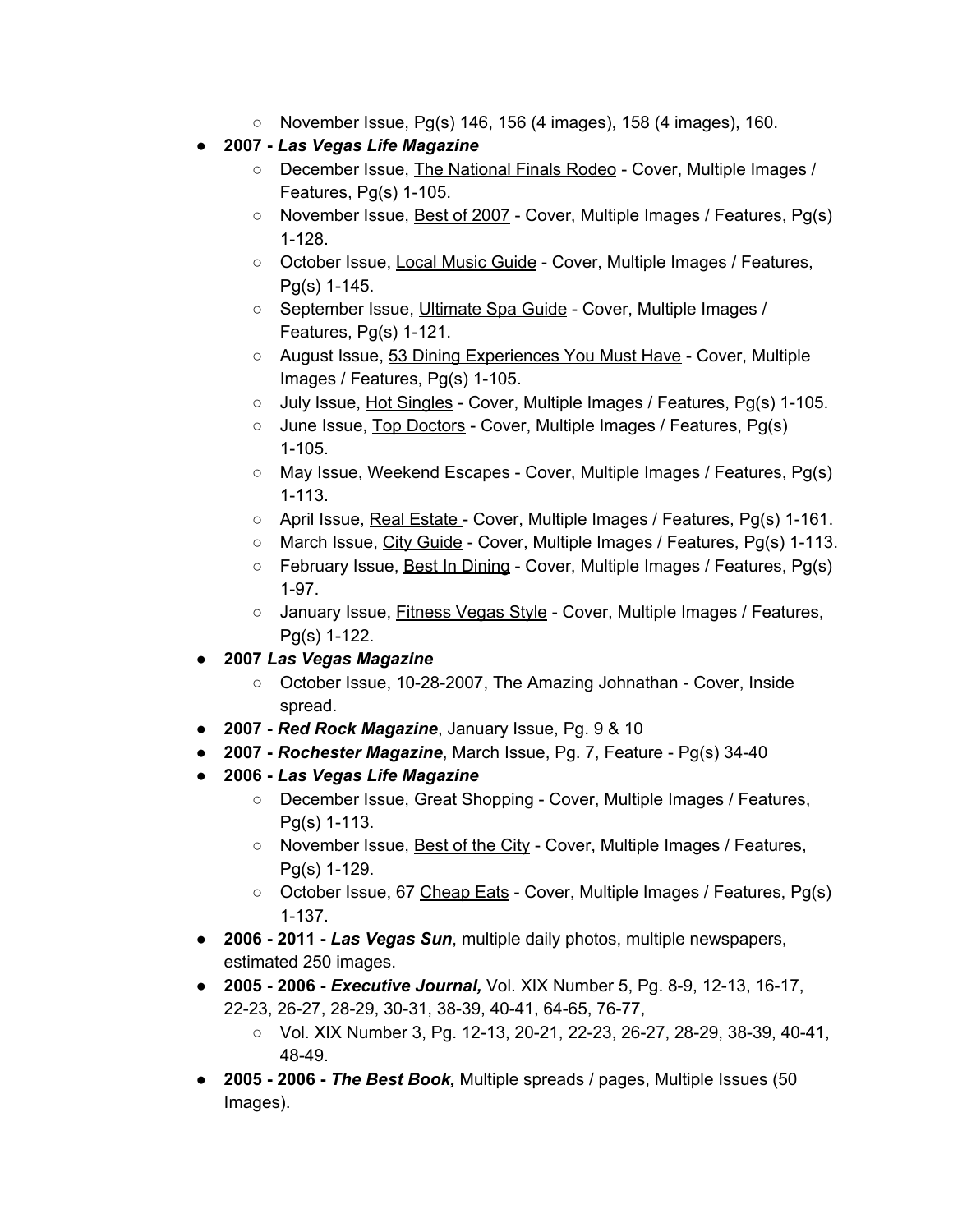- November Issue, Pg(s) 146, 156 (4 images), 158 (4 images), 160.
- **2007 - *Las Vegas Life Magazine***
  - December Issue, <u>The National Finals Rodeo</u> - Cover, Multiple Images / Features, Pg(s) 1-105.
  - November Issue, <u>Best of 2007</u> - Cover, Multiple Images / Features, Pg(s) 1-128.
  - October Issue, <u>Local Music Guide</u> - Cover, Multiple Images / Features, Pg(s) 1-145.
  - September Issue, <u>Ultimate Spa Guide</u> - Cover, Multiple Images / Features, Pg(s) 1-121.
  - August Issue, <u>53 Dining Experiences You Must Have</u> - Cover, Multiple Images / Features, Pg(s) 1-105.
  - July Issue, <u>Hot Singles</u> - Cover, Multiple Images / Features, Pg(s) 1-105.
  - June Issue, <u>Top Doctors</u> - Cover, Multiple Images / Features, Pg(s) 1-105.
  - May Issue, <u>Weekend Escapes</u> - Cover, Multiple Images / Features, Pg(s) 1-113.
  - April Issue, <u>Real Estate</u> - Cover, Multiple Images / Features, Pg(s) 1-161.
  - March Issue, <u>City Guide</u> - Cover, Multiple Images / Features, Pg(s) 1-113.
  - February Issue, <u>Best In Dining</u> - Cover, Multiple Images / Features, Pg(s) 1-97.
  - January Issue, <u>Fitness Vegas Style</u> - Cover, Multiple Images / Features, Pg(s) 1-122.
- **2007 *Las Vegas Magazine***
  - October Issue, 10-28-2007, The Amazing Johnathan - Cover, Inside spread.
- **2007 - *Red Rock Magazine***, January Issue, Pg. 9 & 10
- **2007 - *Rochester Magazine***, March Issue, Pg. 7, Feature - Pg(s) 34-40
- **2006 - *Las Vegas Life Magazine***
  - December Issue, <u>Great Shopping</u> - Cover, Multiple Images / Features, Pg(s) 1-113.
  - November Issue, <u>Best of the City</u> - Cover, Multiple Images / Features, Pg(s) 1-129.
  - October Issue, 67 <u>Cheap Eats</u> - Cover, Multiple Images / Features, Pg(s) 1-137.
- **2006 - 2011 - *Las Vegas Sun***, multiple daily photos, multiple newspapers, estimated 250 images.
- **2005 - 2006 - *Executive Journal,*** Vol. XIX Number 5, Pg. 8-9, 12-13, 16-17, 22-23, 26-27, 28-29, 30-31, 38-39, 40-41, 64-65, 76-77,
  - Vol. XIX Number 3, Pg. 12-13, 20-21, 22-23, 26-27, 28-29, 38-39, 40-41, 48-49.
- **2005 - 2006 - *The Best Book,*** Multiple spreads / pages, Multiple Issues (50 Images).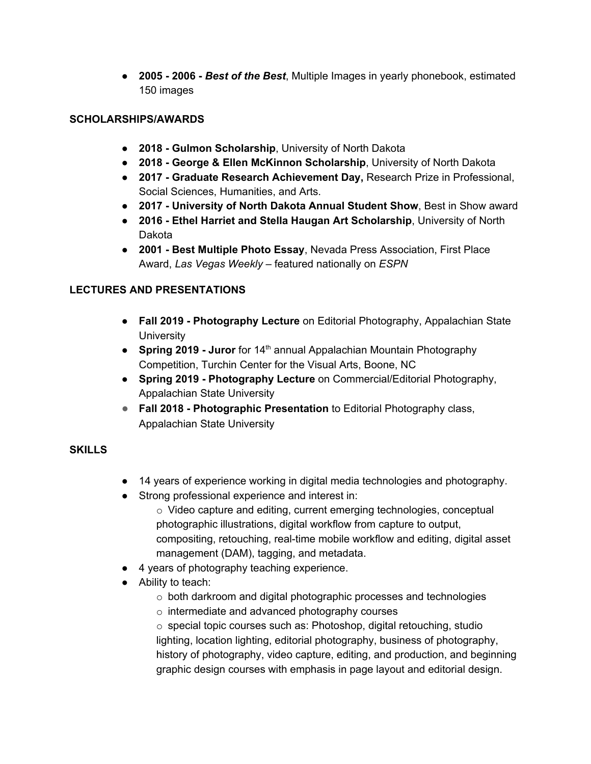- **2005 - 2006 - *Best of the Best***, Multiple Images in yearly phonebook, estimated 150 images

**SCHOLARSHIPS/AWARDS**

- **2018 - Gulmon Scholarship**, University of North Dakota
- **2018 - George & Ellen McKinnon Scholarship**, University of North Dakota
- **2017 - Graduate Research Achievement Day,** Research Prize in Professional, Social Sciences, Humanities, and Arts.
- **2017 - University of North Dakota Annual Student Show**, Best in Show award
- **2016 - Ethel Harriet and Stella Haugan Art Scholarship**, University of North Dakota
- **2001 - Best Multiple Photo Essay**, Nevada Press Association, First Place Award, *Las Vegas Weekly* – featured nationally on *ESPN*

**LECTURES AND PRESENTATIONS**

- **Fall 2019 - Photography Lecture** on Editorial Photography, Appalachian State University
- **Spring 2019 - Juror** for 14th annual Appalachian Mountain Photography Competition, Turchin Center for the Visual Arts, Boone, NC
- **Spring 2019 - Photography Lecture** on Commercial/Editorial Photography, Appalachian State University
- **Fall 2018 - Photographic Presentation** to Editorial Photography class, Appalachian State University

**SKILLS**

- 14 years of experience working in digital media technologies and photography.
- Strong professional experience and interest in:
  - Video capture and editing, current emerging technologies, conceptual photographic illustrations, digital workflow from capture to output, compositing, retouching, real-time mobile workflow and editing, digital asset management (DAM), tagging, and metadata.
- 4 years of photography teaching experience.
- Ability to teach:
  - both darkroom and digital photographic processes and technologies
  - intermediate and advanced photography courses
  - special topic courses such as: Photoshop, digital retouching, studio lighting, location lighting, editorial photography, business of photography, history of photography, video capture, editing, and production, and beginning graphic design courses with emphasis in page layout and editorial design.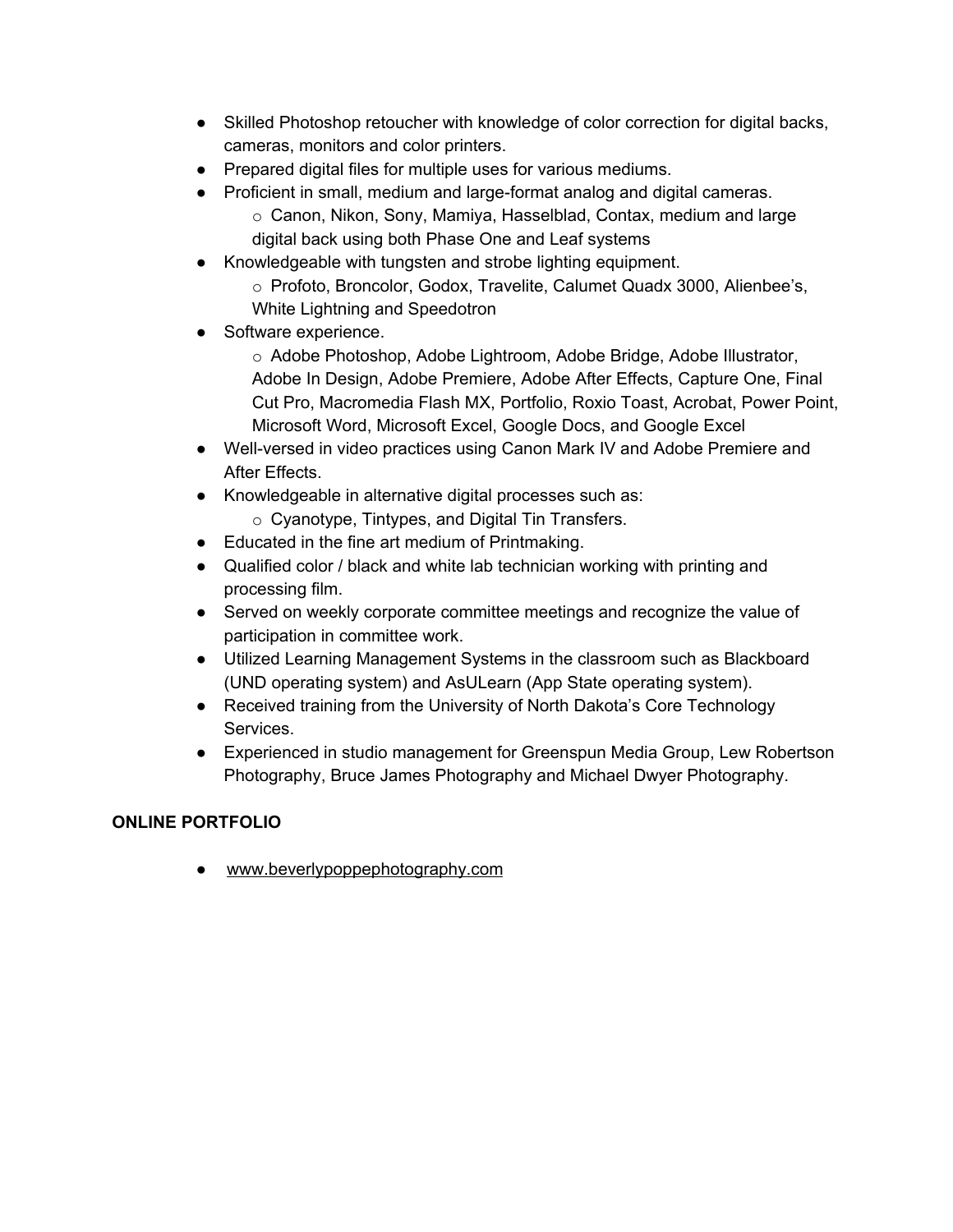- Skilled Photoshop retoucher with knowledge of color correction for digital backs, cameras, monitors and color printers.
- Prepared digital files for multiple uses for various mediums.
- Proficient in small, medium and large-format analog and digital cameras.
  - Canon, Nikon, Sony, Mamiya, Hasselblad, Contax, medium and large digital back using both Phase One and Leaf systems
- Knowledgeable with tungsten and strobe lighting equipment.
  - Profoto, Broncolor, Godox, Travelite, Calumet Quadx 3000, Alienbee's, White Lightning and Speedotron
- Software experience.
  - Adobe Photoshop, Adobe Lightroom, Adobe Bridge, Adobe Illustrator, Adobe In Design, Adobe Premiere, Adobe After Effects, Capture One, Final Cut Pro, Macromedia Flash MX, Portfolio, Roxio Toast, Acrobat, Power Point, Microsoft Word, Microsoft Excel, Google Docs, and Google Excel
- Well-versed in video practices using Canon Mark IV and Adobe Premiere and After Effects.
- Knowledgeable in alternative digital processes such as:
  - Cyanotype, Tintypes, and Digital Tin Transfers.
- Educated in the fine art medium of Printmaking.
- Qualified color / black and white lab technician working with printing and processing film.
- Served on weekly corporate committee meetings and recognize the value of participation in committee work.
- Utilized Learning Management Systems in the classroom such as Blackboard (UND operating system) and AsULearn (App State operating system).
- Received training from the University of North Dakota's Core Technology Services.
- Experienced in studio management for Greenspun Media Group, Lew Robertson Photography, Bruce James Photography and Michael Dwyer Photography.

**ONLINE PORTFOLIO**

- www.beverlypoppephotography.com